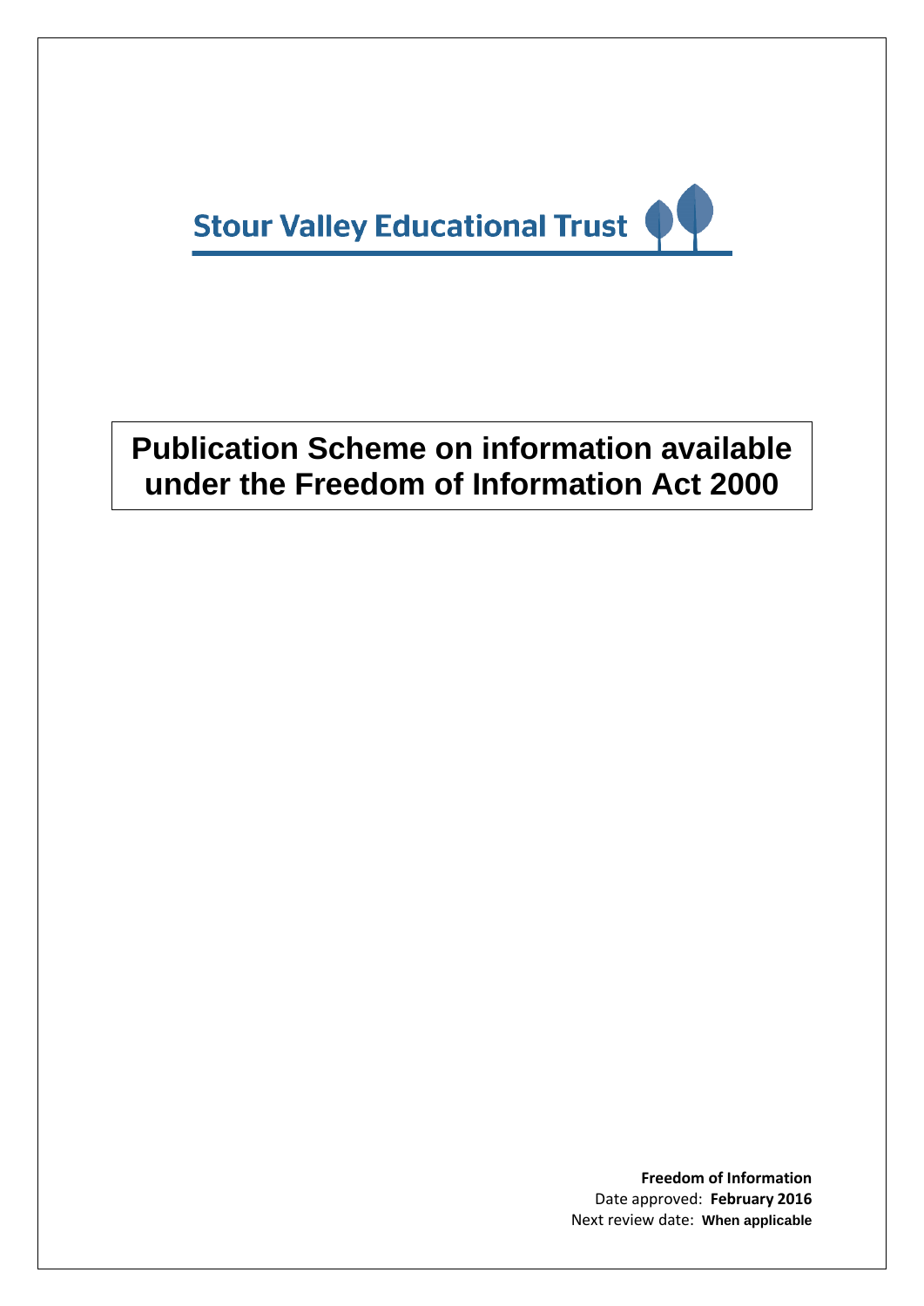Stour Valley Educational Trust

# Publication Scheme on information available under the Freedom of Information Act 2000

**Freedom of Information**
Date approved: **February 2016**
Next review date: **When applicable**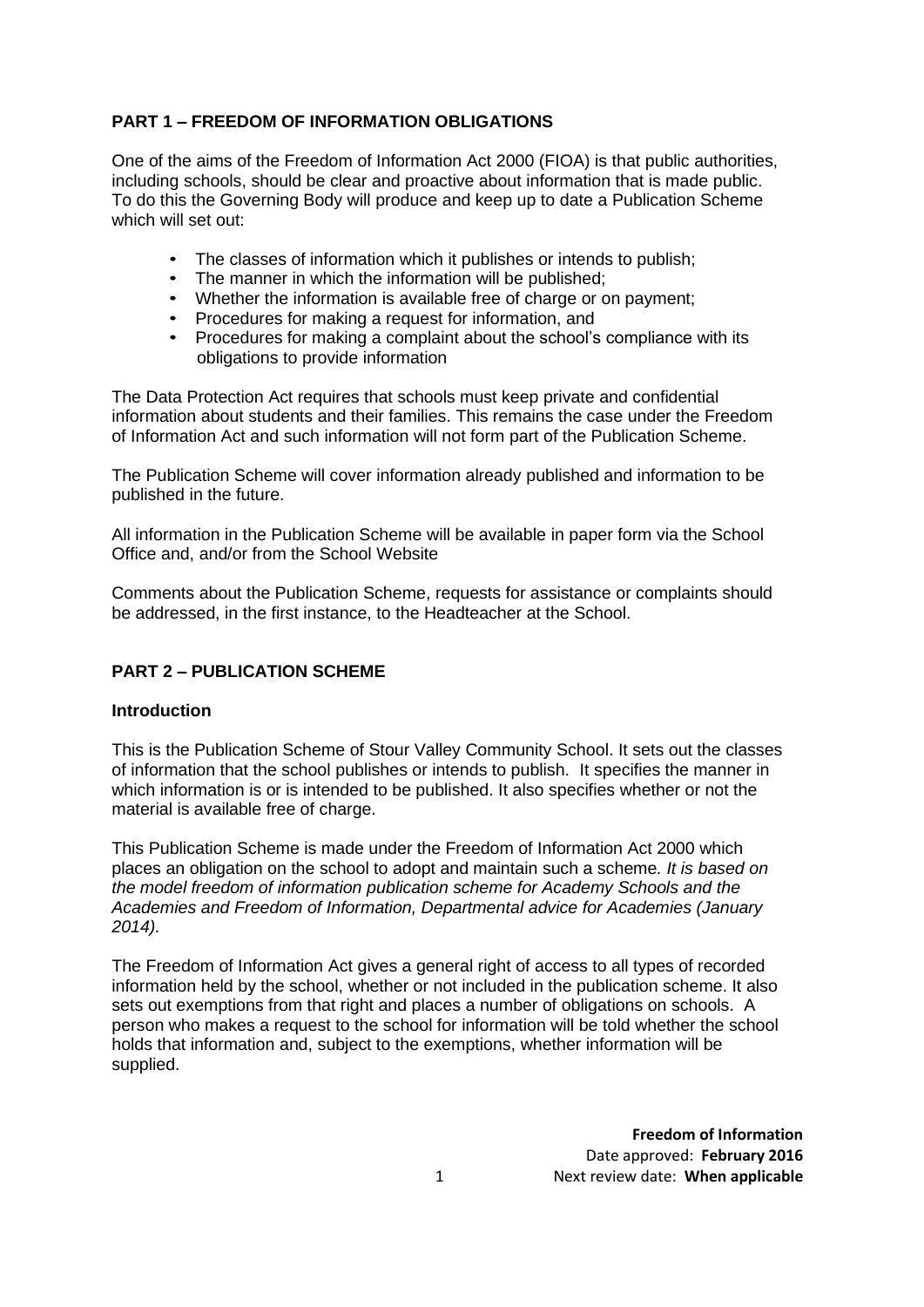## PART 1 – FREEDOM OF INFORMATION OBLIGATIONS

One of the aims of the Freedom of Information Act 2000 (FIOA) is that public authorities, including schools, should be clear and proactive about information that is made public. To do this the Governing Body will produce and keep up to date a Publication Scheme which will set out:

- The classes of information which it publishes or intends to publish;
- The manner in which the information will be published;
- Whether the information is available free of charge or on payment;
- Procedures for making a request for information, and
- Procedures for making a complaint about the school's compliance with its obligations to provide information

The Data Protection Act requires that schools must keep private and confidential information about students and their families. This remains the case under the Freedom of Information Act and such information will not form part of the Publication Scheme.

The Publication Scheme will cover information already published and information to be published in the future.

All information in the Publication Scheme will be available in paper form via the School Office and, and/or from the School Website

Comments about the Publication Scheme, requests for assistance or complaints should be addressed, in the first instance, to the Headteacher at the School.

## PART 2 – PUBLICATION SCHEME

### Introduction

This is the Publication Scheme of Stour Valley Community School. It sets out the classes of information that the school publishes or intends to publish. It specifies the manner in which information is or is intended to be published. It also specifies whether or not the material is available free of charge.

This Publication Scheme is made under the Freedom of Information Act 2000 which places an obligation on the school to adopt and maintain such a scheme*. It is based on the model freedom of information publication scheme for Academy Schools and the Academies and Freedom of Information, Departmental advice for Academies (January 2014).*

The Freedom of Information Act gives a general right of access to all types of recorded information held by the school, whether or not included in the publication scheme. It also sets out exemptions from that right and places a number of obligations on schools. A person who makes a request to the school for information will be told whether the school holds that information and, subject to the exemptions, whether information will be supplied.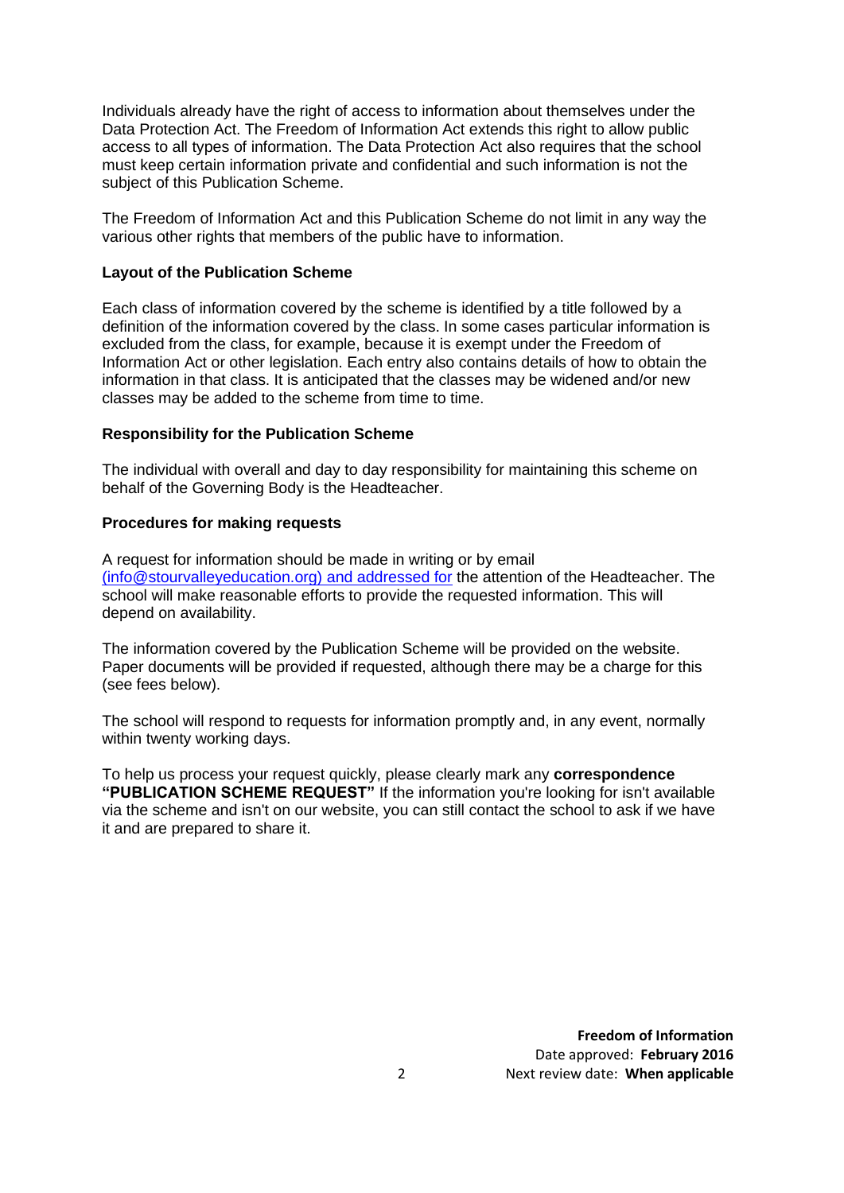Individuals already have the right of access to information about themselves under the Data Protection Act. The Freedom of Information Act extends this right to allow public access to all types of information. The Data Protection Act also requires that the school must keep certain information private and confidential and such information is not the subject of this Publication Scheme.

The Freedom of Information Act and this Publication Scheme do not limit in any way the various other rights that members of the public have to information.

**Layout of the Publication Scheme**

Each class of information covered by the scheme is identified by a title followed by a definition of the information covered by the class. In some cases particular information is excluded from the class, for example, because it is exempt under the Freedom of Information Act or other legislation. Each entry also contains details of how to obtain the information in that class. It is anticipated that the classes may be widened and/or new classes may be added to the scheme from time to time.

**Responsibility for the Publication Scheme**

The individual with overall and day to day responsibility for maintaining this scheme on behalf of the Governing Body is the Headteacher.

**Procedures for making requests**

A request for information should be made in writing or by email (info@stourvalleyeducation.org) and addressed for the attention of the Headteacher. The school will make reasonable efforts to provide the requested information. This will depend on availability.

The information covered by the Publication Scheme will be provided on the website. Paper documents will be provided if requested, although there may be a charge for this (see fees below).

The school will respond to requests for information promptly and, in any event, normally within twenty working days.

To help us process your request quickly, please clearly mark any **correspondence "PUBLICATION SCHEME REQUEST"** If the information you're looking for isn't available via the scheme and isn't on our website, you can still contact the school to ask if we have it and are prepared to share it.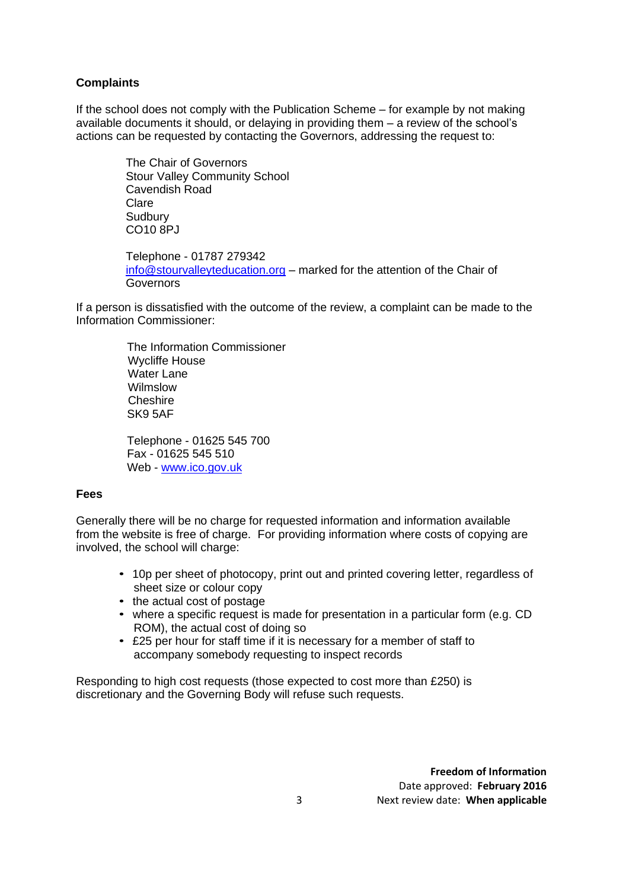**Complaints**

If the school does not comply with the Publication Scheme – for example by not making available documents it should, or delaying in providing them – a review of the school's actions can be requested by contacting the Governors, addressing the request to:

The Chair of Governors
Stour Valley Community School
Cavendish Road
Clare
Sudbury
CO10 8PJ

Telephone - 01787 279342
info@stourvalleyteducation.org – marked for the attention of the Chair of Governors

If a person is dissatisfied with the outcome of the review, a complaint can be made to the Information Commissioner:

The Information Commissioner
Wycliffe House
Water Lane
Wilmslow
Cheshire
SK9 5AF

Telephone - 01625 545 700
Fax - 01625 545 510
Web - www.ico.gov.uk

**Fees**

Generally there will be no charge for requested information and information available from the website is free of charge. For providing information where costs of copying are involved, the school will charge:

- 10p per sheet of photocopy, print out and printed covering letter, regardless of sheet size or colour copy
- the actual cost of postage
- where a specific request is made for presentation in a particular form (e.g. CD ROM), the actual cost of doing so
- £25 per hour for staff time if it is necessary for a member of staff to accompany somebody requesting to inspect records

Responding to high cost requests (those expected to cost more than £250) is discretionary and the Governing Body will refuse such requests.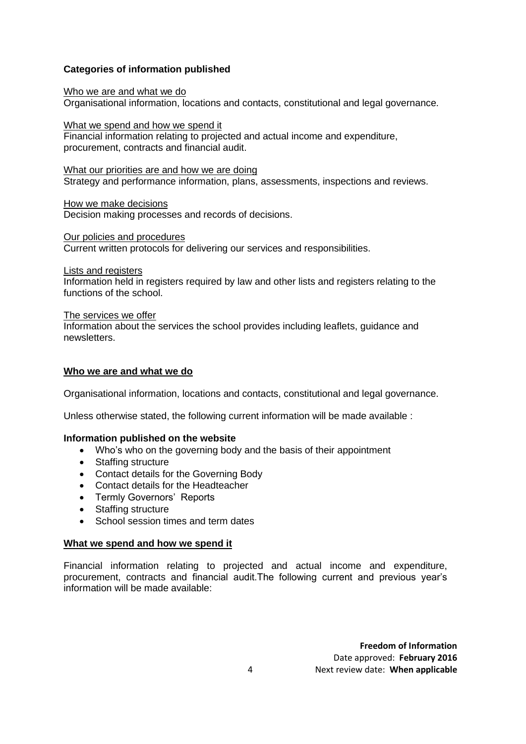**Categories of information published**

Who we are and what we do
Organisational information, locations and contacts, constitutional and legal governance.

What we spend and how we spend it
Financial information relating to projected and actual income and expenditure, procurement, contracts and financial audit.

What our priorities are and how we are doing
Strategy and performance information, plans, assessments, inspections and reviews.

How we make decisions
Decision making processes and records of decisions.

Our policies and procedures
Current written protocols for delivering our services and responsibilities.

Lists and registers
Information held in registers required by law and other lists and registers relating to the functions of the school.

The services we offer
Information about the services the school provides including leaflets, guidance and newsletters.

**Who we are and what we do**

Organisational information, locations and contacts, constitutional and legal governance.

Unless otherwise stated, the following current information will be made available :

**Information published on the website**

- Who's who on the governing body and the basis of their appointment
- Staffing structure
- Contact details for the Governing Body
- Contact details for the Headteacher
- Termly Governors' Reports
- Staffing structure
- School session times and term dates

**What we spend and how we spend it**

Financial information relating to projected and actual income and expenditure, procurement, contracts and financial audit.The following current and previous year's information will be made available: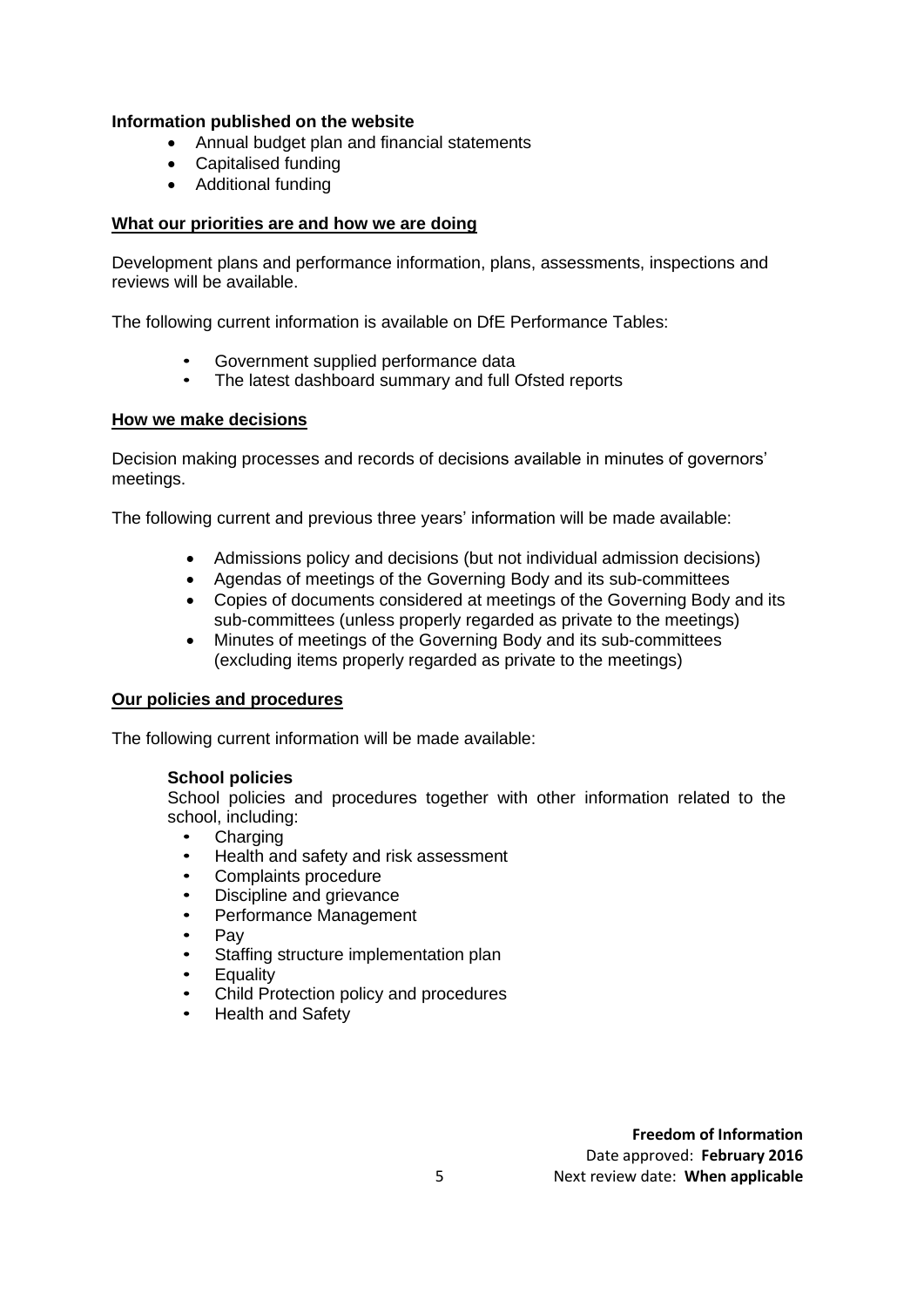**Information published on the website**

- Annual budget plan and financial statements
- Capitalised funding
- Additional funding

## What our priorities are and how we are doing

Development plans and performance information, plans, assessments, inspections and reviews will be available.

The following current information is available on DfE Performance Tables:

- Government supplied performance data
- The latest dashboard summary and full Ofsted reports

## How we make decisions

Decision making processes and records of decisions available in minutes of governors' meetings.

The following current and previous three years' information will be made available:

- Admissions policy and decisions (but not individual admission decisions)
- Agendas of meetings of the Governing Body and its sub-committees
- Copies of documents considered at meetings of the Governing Body and its sub-committees (unless properly regarded as private to the meetings)
- Minutes of meetings of the Governing Body and its sub-committees (excluding items properly regarded as private to the meetings)

## Our policies and procedures

The following current information will be made available:

**School policies**

School policies and procedures together with other information related to the school, including:

- Charging
- Health and safety and risk assessment
- Complaints procedure
- Discipline and grievance
- Performance Management
- Pay
- Staffing structure implementation plan
- Equality
- Child Protection policy and procedures
- Health and Safety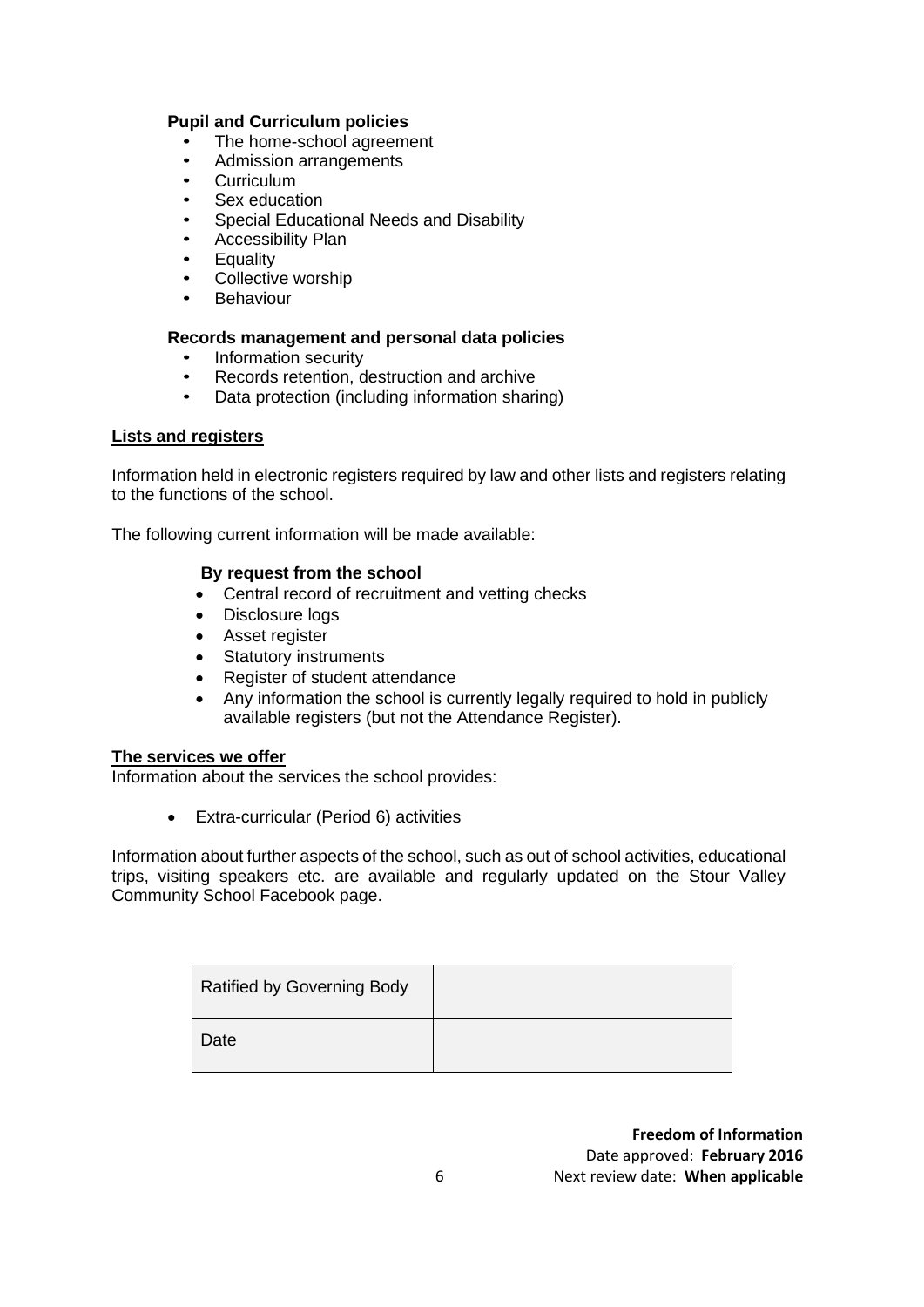**Pupil and Curriculum policies**

- The home-school agreement
- Admission arrangements
- Curriculum
- Sex education
- Special Educational Needs and Disability
- Accessibility Plan
- Equality
- Collective worship
- Behaviour

**Records management and personal data policies**

- Information security
- Records retention, destruction and archive
- Data protection (including information sharing)

**Lists and registers**

Information held in electronic registers required by law and other lists and registers relating to the functions of the school.

The following current information will be made available:

**By request from the school**

- Central record of recruitment and vetting checks
- Disclosure logs
- Asset register
- Statutory instruments
- Register of student attendance
- Any information the school is currently legally required to hold in publicly available registers (but not the Attendance Register).

**The services we offer**

Information about the services the school provides:

- Extra-curricular (Period 6) activities

Information about further aspects of the school, such as out of school activities, educational trips, visiting speakers etc. are available and regularly updated on the Stour Valley Community School Facebook page.

| | |
|---|---|
| Ratified by Governing Body | |
| Date | |

**Freedom of Information**
Date approved: **February 2016**
Next review date: **When applicable**